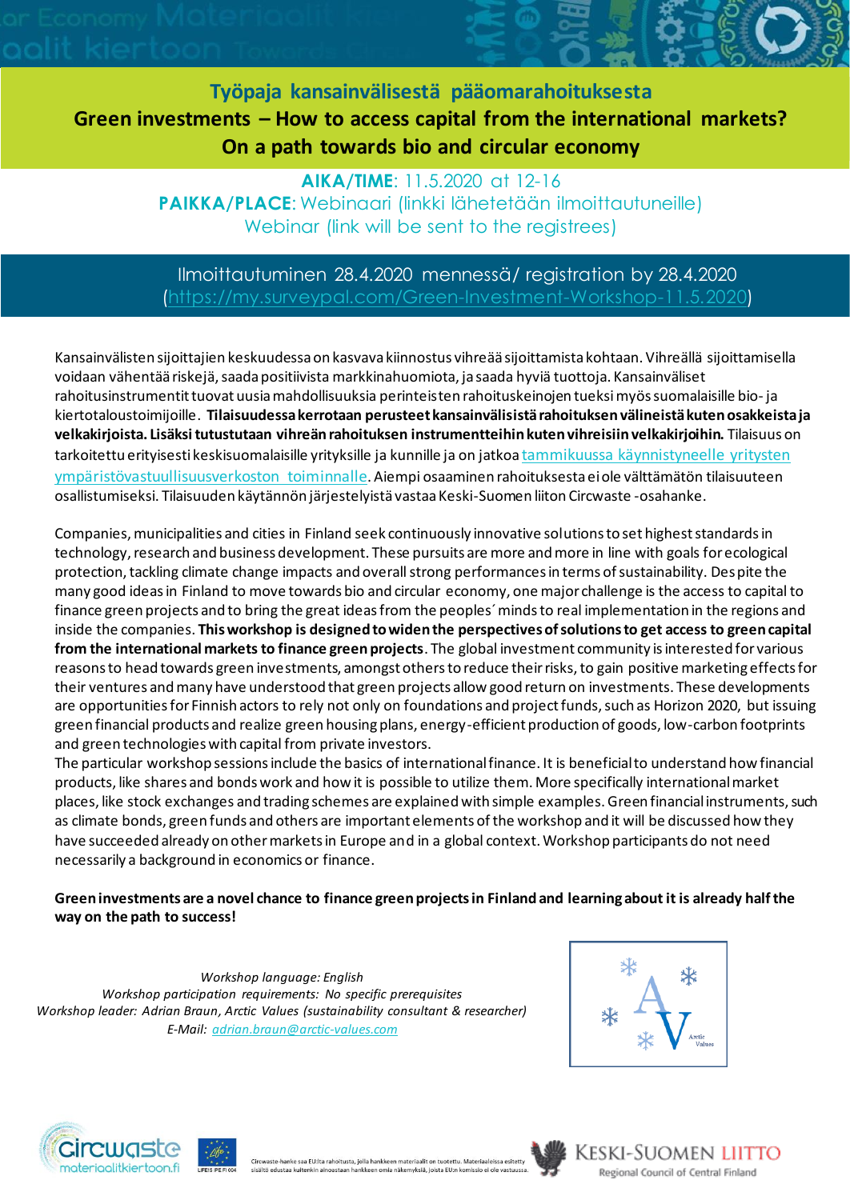# Työpaja kansainvälisestä pääomarahoituksesta

## Green investments – How to access capital from the international markets?

## On a path towards bio and circular economy

**AIKA/TIME**: 11.5.2020 at 12-16

**PAIKKA/PLACE**: Webinaari (linkki lähetetään ilmoittautuneille)
Webinar (link will be sent to the registrees)

Ilmoittautuminen 28.4.2020 mennessä/ registration by 28.4.2020
(https://my.surveypal.com/Green-Investment-Workshop-11.5.2020)

Kansainvälisten sijoittajien keskuudessa on kasvava kiinnostus vihreää sijoittamista kohtaan. Vihreällä sijoittamisella voidaan vähentää riskejä, saada positiivista markkinahuomiota, ja saada hyviä tuottoja. Kansainväliset rahoitusinstrumentit tuovat uusia mahdollisuuksia perinteisten rahoituskeinojen tueksi myös suomalaisille bio- ja kiertotaloustoimijoille. **Tilaisuudessa kerrotaan perusteet kansainvälisistä rahoituksen välineistä kuten osakkeista ja velkakirjoista. Lisäksi tutustutaan vihreän rahoituksen instrumentteihin kuten vihreisiin velkakirjoihin.** Tilaisuus on tarkoitettu erityisesti keskisuomalaisille yrityksille ja kunnille ja on jatkoa tammikuussa käynnistyneelle yritysten ympäristövastuullisuusverkoston toiminnalle. Aiempi osaaminen rahoituksesta ei ole välttämätön tilaisuuteen osallistumiseksi. Tilaisuuden käytännön järjestelyistä vastaa Keski-Suomen liiton Circwaste -osahanke.

Companies, municipalities and cities in Finland seek continuously innovative solutions to set highest standards in technology, research and business development. These pursuits are more and more in line with goals for ecological protection, tackling climate change impacts and overall strong performances in terms of sustainability. Despite the many good ideas in Finland to move towards bio and circular economy, one major challenge is the access to capital to finance green projects and to bring the great ideas from the peoples´ minds to real implementation in the regions and inside the companies. **This workshop is designed to widen the perspectives of solutions to get access to green capital from the international markets to finance green projects**. The global investment community is interested for various reasons to head towards green investments, amongst others to reduce their risks, to gain positive marketing effects for their ventures and many have understood that green projects allow good return on investments. These developments are opportunities for Finnish actors to rely not only on foundations and project funds, such as Horizon 2020, but issuing green financial products and realize green housing plans, energy-efficient production of goods, low-carbon footprints and green technologies with capital from private investors.
The particular workshop sessions include the basics of international finance. It is beneficial to understand how financial products, like shares and bonds work and how it is possible to utilize them. More specifically international market places, like stock exchanges and trading schemes are explained with simple examples. Green financial instruments, such as climate bonds, green funds and others are important elements of the workshop and it will be discussed how they have succeeded already on other markets in Europe and in a global context. Workshop participants do not need necessarily a background in economics or finance.

**Green investments are a novel chance to finance green projects in Finland and learning about it is already half the way on the path to success!**

*Workshop language: English*
*Workshop participation requirements: No specific prerequisites*
*Workshop leader: Adrian Braun, Arctic Values (sustainability consultant & researcher)*
*E-Mail: adrian.braun@arctic-values.com*

Circwaste-hanke saa EU:lta rahoitusta, jolla hankkeen materiaalit on tuotettu. Materiaaleissa esitetty sisältö edustaa kuitenkin ainoastaan hankkeen omia näkemyksiä, joista EU:n komissio ei ole vastuussa.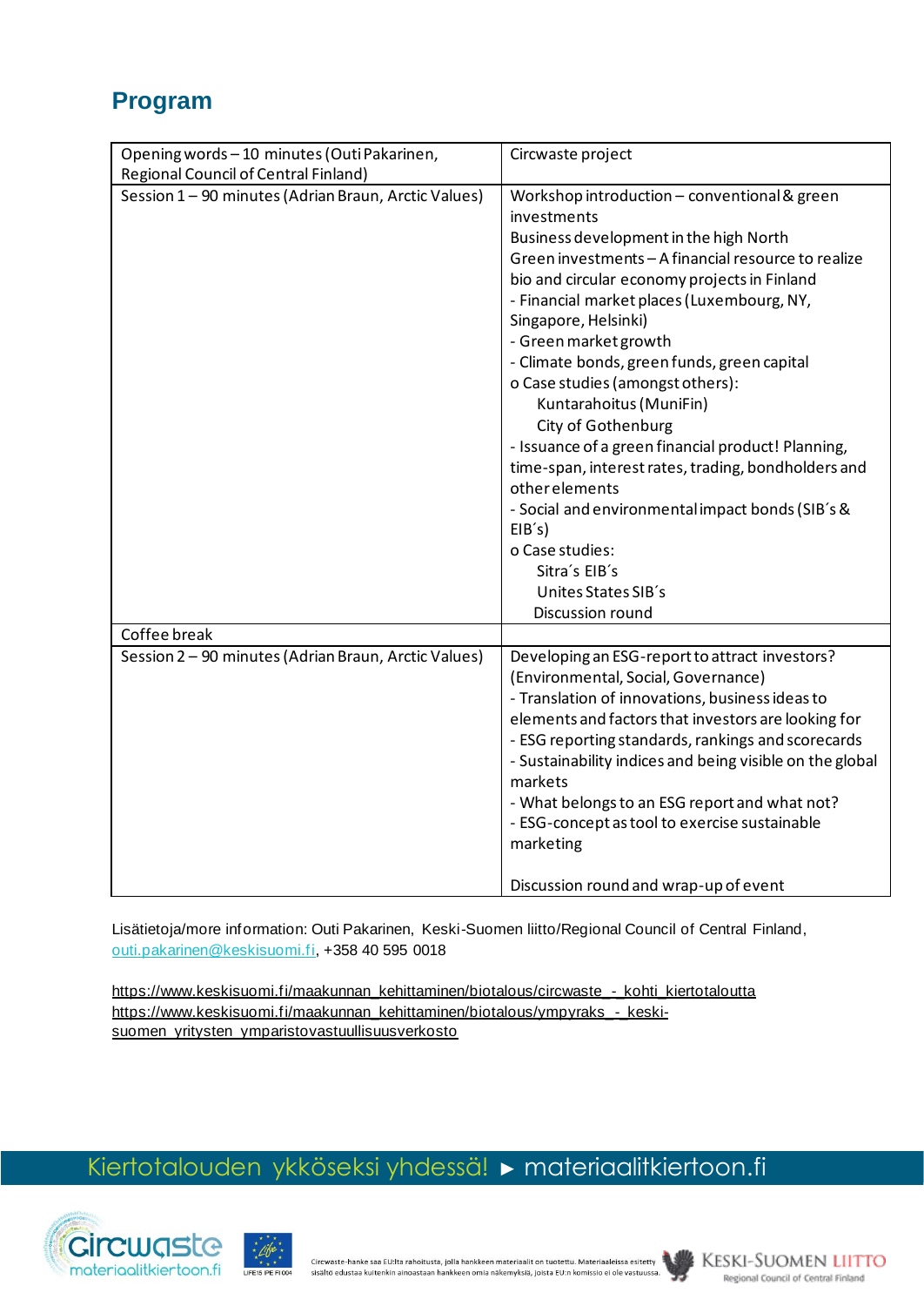## Program

| | |
|---|---|
| Opening words – 10 minutes (Outi Pakarinen, Regional Council of Central Finland) | Circwaste project |
| Session 1 – 90 minutes (Adrian Braun, Arctic Values) | Workshop introduction – conventional & green investments<br>Business development in the high North<br>Green investments – A financial resource to realize bio and circular economy projects in Finland<br>- Financial market places (Luxembourg, NY, Singapore, Helsinki)<br>- Green market growth<br>- Climate bonds, green funds, green capital<br>o Case studies (amongst others):<br>Kuntarahoitus (MuniFin)<br>City of Gothenburg<br>- Issuance of a green financial product! Planning, time-span, interest rates, trading, bondholders and other elements<br>- Social and environmental impact bonds (SIB´s & EIB´s)<br>o Case studies:<br>Sitra´s EIB´s<br>Unites States SIB´s<br>Discussion round |
| Coffee break | |
| Session 2 – 90 minutes (Adrian Braun, Arctic Values) | Developing an ESG-report to attract investors? (Environmental, Social, Governance)<br>- Translation of innovations, business ideas to elements and factors that investors are looking for<br>- ESG reporting standards, rankings and scorecards<br>- Sustainability indices and being visible on the global markets<br>- What belongs to an ESG report and what not?<br>- ESG-concept as tool to exercise sustainable marketing<br><br>Discussion round and wrap-up of event |

Lisätietoja/more information: Outi Pakarinen, Keski-Suomen liitto/Regional Council of Central Finland, outi.pakarinen@keskisuomi.fi, +358 40 595 0018

https://www.keskisuomi.fi/maakunnan_kehittaminen/biotalous/circwaste_-_kohti_kiertotaloutta
https://www.keskisuomi.fi/maakunnan_kehittaminen/biotalous/ympyraks_-_keski-suomen_yritysten_ymparistovastuullisuusverkosto

Kiertotalouden ykköseksi yhdessä! ► materiaalitkiertoon.fi

circwaste materiaalitkiertoon.fi

LIFE15 IPE FI 004

Circwaste-hanke saa EU:lta rahoitusta, jolla hankkeen materiaalit on tuotettu. Materiaaleissa esitetty sisältö edustaa kuitenkin ainoastaan hankkeen omia näkemyksiä, joista EU:n komissio ei ole vastuussa.

KESKI-SUOMEN LIITTO
Regional Council of Central Finland